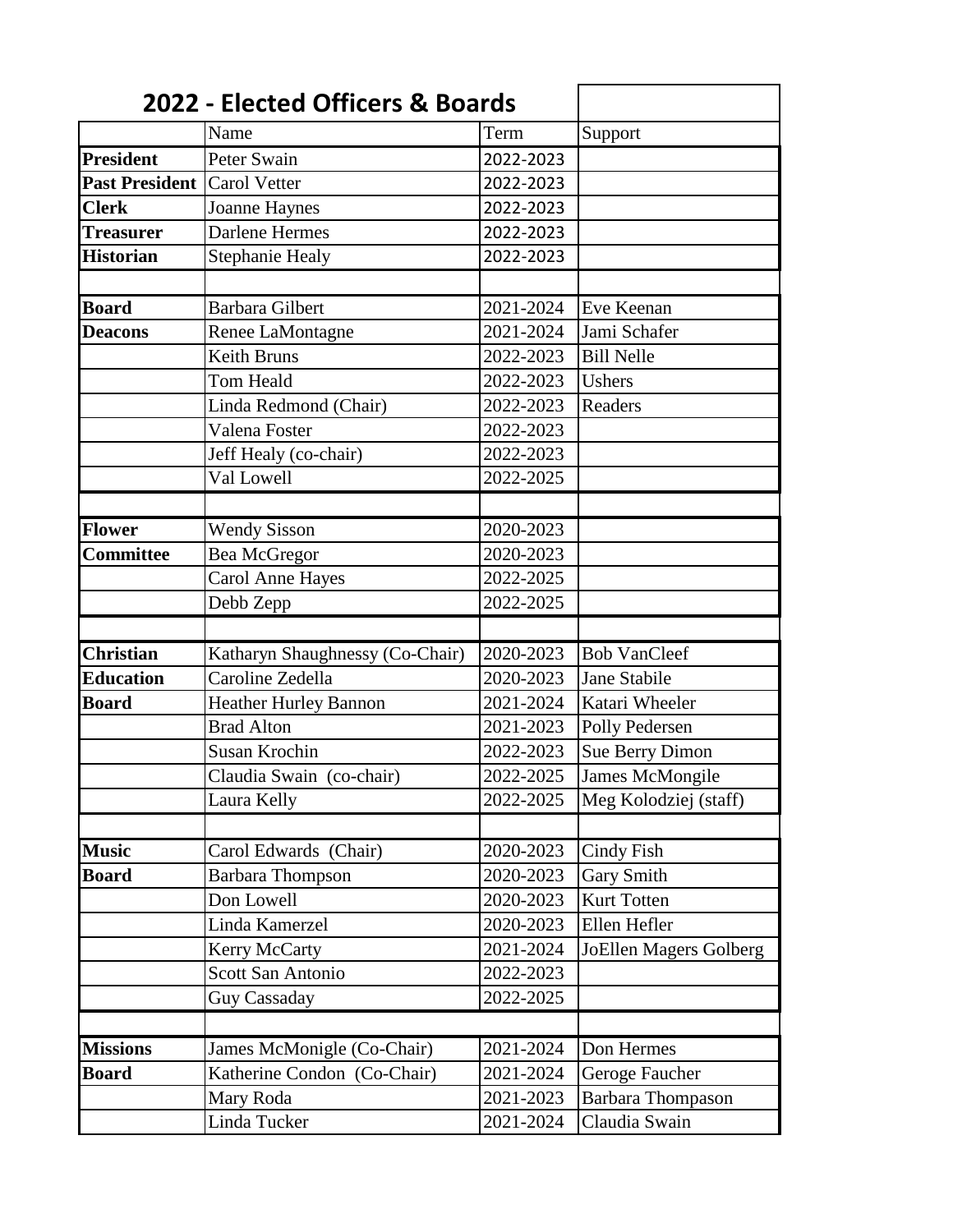## 2022 - Elected Officers & Boards

| | Name | Term | Support |
|---|---|---|---|
| **President** | Peter Swain | 2022-2023 | |
| **Past President** | Carol Vetter | 2022-2023 | |
| **Clerk** | Joanne Haynes | 2022-2023 | |
| **Treasurer** | Darlene Hermes | 2022-2023 | |
| **Historian** | Stephanie Healy | 2022-2023 | |
| | | | |
| **Board** | Barbara Gilbert | 2021-2024 | Eve Keenan |
| **Deacons** | Renee LaMontagne | 2021-2024 | Jami Schafer |
| | Keith Bruns | 2022-2023 | Bill Nelle |
| | Tom Heald | 2022-2023 | Ushers |
| | Linda Redmond (Chair) | 2022-2023 | Readers |
| | Valena Foster | 2022-2023 | |
| | Jeff Healy (co-chair) | 2022-2023 | |
| | Val Lowell | 2022-2025 | |
| | | | |
| **Flower** | Wendy Sisson | 2020-2023 | |
| **Committee** | Bea McGregor | 2020-2023 | |
| | Carol Anne Hayes | 2022-2025 | |
| | Debb Zepp | 2022-2025 | |
| | | | |
| **Christian** | Katharyn Shaughnessy (Co-Chair) | 2020-2023 | Bob VanCleef |
| **Education** | Caroline Zedella | 2020-2023 | Jane Stabile |
| **Board** | Heather Hurley Bannon | 2021-2024 | Katari Wheeler |
| | Brad Alton | 2021-2023 | Polly Pedersen |
| | Susan Krochin | 2022-2023 | Sue Berry Dimon |
| | Claudia Swain (co-chair) | 2022-2025 | James McMongile |
| | Laura Kelly | 2022-2025 | Meg Kolodziej (staff) |
| | | | |
| **Music** | Carol Edwards (Chair) | 2020-2023 | Cindy Fish |
| **Board** | Barbara Thompson | 2020-2023 | Gary Smith |
| | Don Lowell | 2020-2023 | Kurt Totten |
| | Linda Kamerzel | 2020-2023 | Ellen Hefler |
| | Kerry McCarty | 2021-2024 | JoEllen Magers Golberg |
| | Scott San Antonio | 2022-2023 | |
| | Guy Cassaday | 2022-2025 | |
| | | | |
| **Missions** | James McMonigle (Co-Chair) | 2021-2024 | Don Hermes |
| **Board** | Katherine Condon (Co-Chair) | 2021-2024 | Geroge Faucher |
| | Mary Roda | 2021-2023 | Barbara Thompason |
| | Linda Tucker | 2021-2024 | Claudia Swain |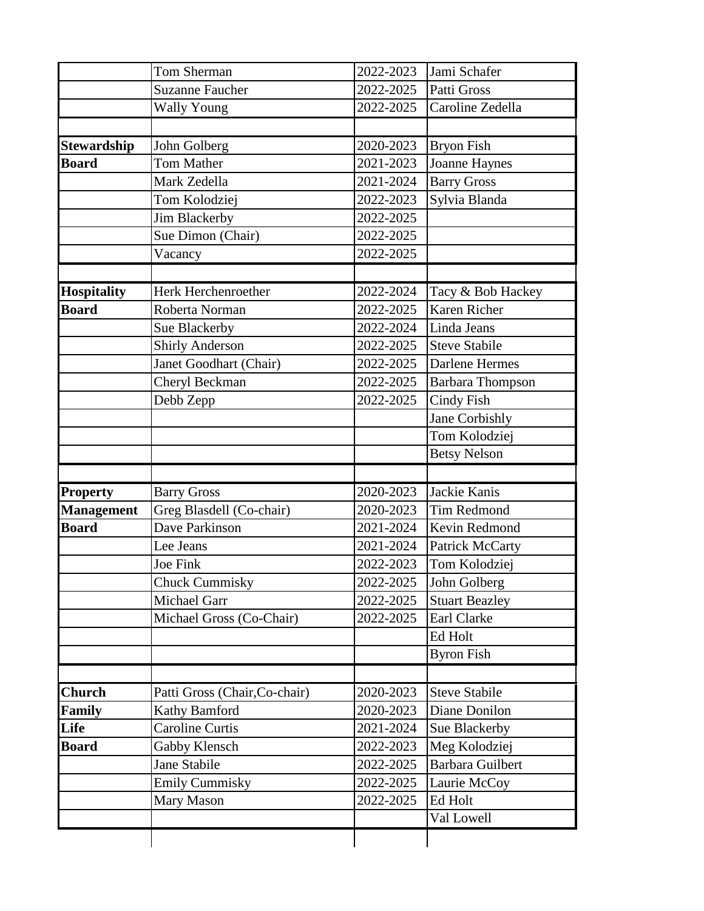| | | | |
|---|---|---|---|
| | Tom Sherman | 2022-2023 | Jami Schafer |
| | Suzanne Faucher | 2022-2025 | Patti Gross |
| | Wally Young | 2022-2025 | Caroline Zedella |
| | | | |
| **Stewardship** | John Golberg | 2020-2023 | Bryon Fish |
| **Board** | Tom Mather | 2021-2023 | Joanne Haynes |
| | Mark Zedella | 2021-2024 | Barry Gross |
| | Tom Kolodziej | 2022-2023 | Sylvia Blanda |
| | Jim Blackerby | 2022-2025 | |
| | Sue Dimon (Chair) | 2022-2025 | |
| | Vacancy | 2022-2025 | |
| | | | |
| **Hospitality** | Herk Herchenroether | 2022-2024 | Tacy & Bob Hackey |
| **Board** | Roberta Norman | 2022-2025 | Karen Richer |
| | Sue Blackerby | 2022-2024 | Linda Jeans |
| | Shirly Anderson | 2022-2025 | Steve Stabile |
| | Janet Goodhart (Chair) | 2022-2025 | Darlene Hermes |
| | Cheryl Beckman | 2022-2025 | Barbara Thompson |
| | Debb Zepp | 2022-2025 | Cindy Fish |
| | | | Jane Corbishly |
| | | | Tom Kolodziej |
| | | | Betsy Nelson |
| | | | |
| **Property** | Barry Gross | 2020-2023 | Jackie Kanis |
| **Management** | Greg Blasdell (Co-chair) | 2020-2023 | Tim Redmond |
| **Board** | Dave Parkinson | 2021-2024 | Kevin Redmond |
| | Lee Jeans | 2021-2024 | Patrick McCarty |
| | Joe Fink | 2022-2023 | Tom Kolodziej |
| | Chuck Cummisky | 2022-2025 | John Golberg |
| | Michael Garr | 2022-2025 | Stuart Beazley |
| | Michael Gross (Co-Chair) | 2022-2025 | Earl Clarke |
| | | | Ed Holt |
| | | | Byron Fish |
| | | | |
| **Church** | Patti Gross (Chair,Co-chair) | 2020-2023 | Steve Stabile |
| **Family** | Kathy Bamford | 2020-2023 | Diane Donilon |
| **Life** | Caroline Curtis | 2021-2024 | Sue Blackerby |
| **Board** | Gabby Klensch | 2022-2023 | Meg Kolodziej |
| | Jane Stabile | 2022-2025 | Barbara Guilbert |
| | Emily Cummisky | 2022-2025 | Laurie McCoy |
| | Mary Mason | 2022-2025 | Ed Holt |
| | | | Val Lowell |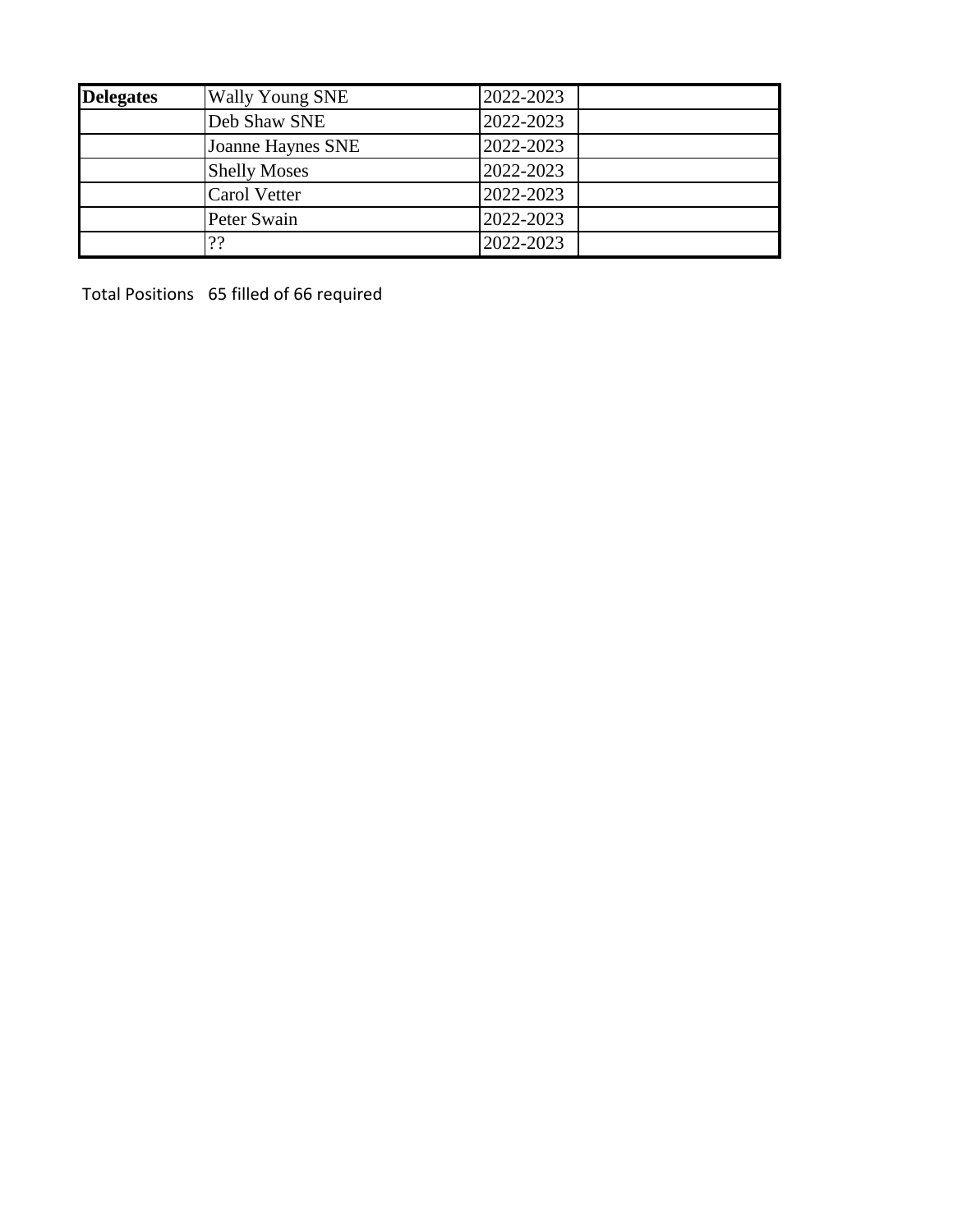| | | | |
|---|---|---|---|
| **Delegates** | Wally Young SNE | 2022-2023 | |
| | Deb Shaw SNE | 2022-2023 | |
| | Joanne Haynes SNE | 2022-2023 | |
| | Shelly Moses | 2022-2023 | |
| | Carol Vetter | 2022-2023 | |
| | Peter Swain | 2022-2023 | |
| | ?? | 2022-2023 | |

Total Positions 65 filled of 66 required